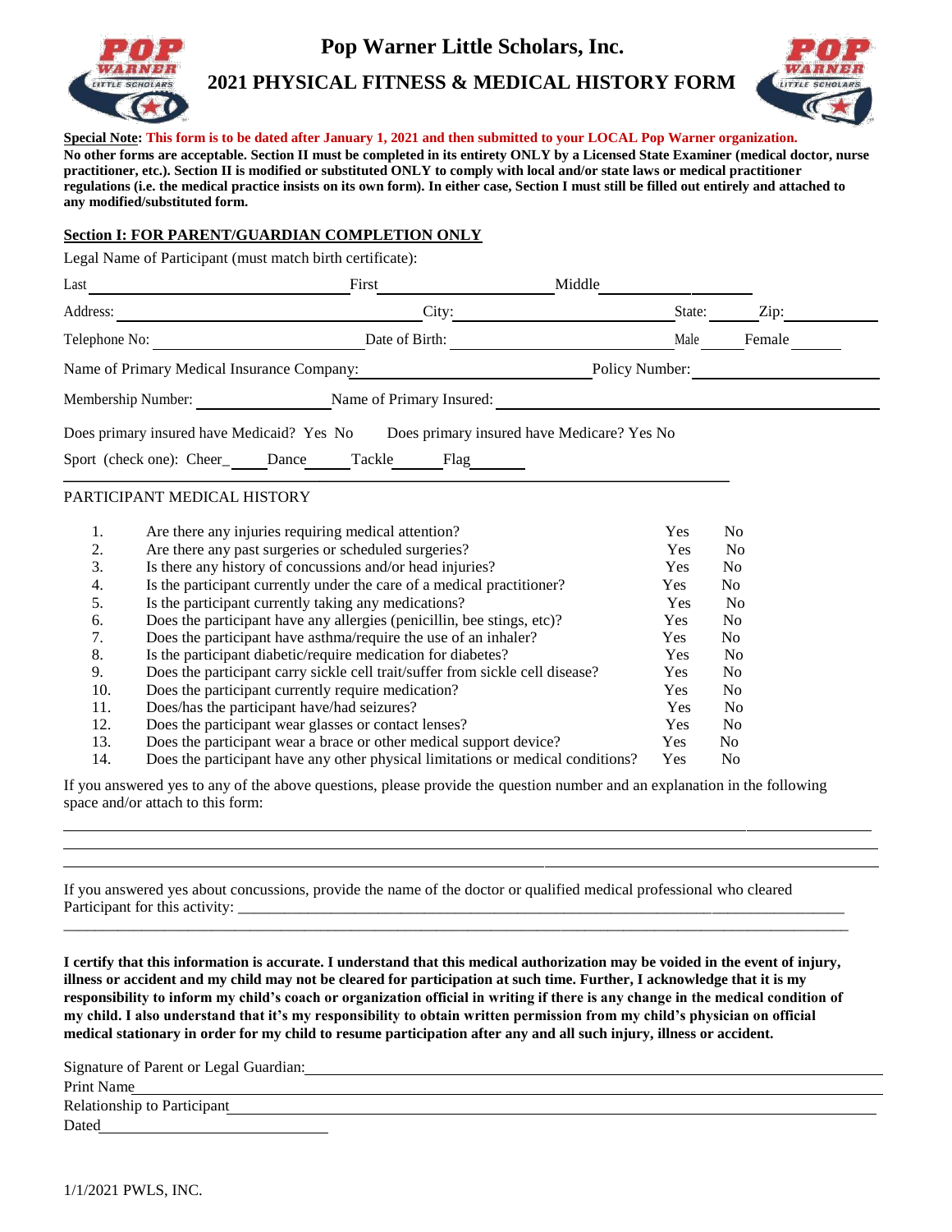# Pop Warner Little Scholars, Inc.

## 2021 PHYSICAL FITNESS & MEDICAL HISTORY FORM

**Special Note: This form is to be dated after January 1, 2021 and then submitted to your LOCAL Pop Warner organization. No other forms are acceptable. Section II must be completed in its entirety ONLY by a Licensed State Examiner (medical doctor, nurse practitioner, etc.). Section II is modified or substituted ONLY to comply with local and/or state laws or medical practitioner regulations (i.e. the medical practice insists on its own form). In either case, Section I must still be filled out entirely and attached to any modified/substituted form.**

### Section I: FOR PARENT/GUARDIAN COMPLETION ONLY

Legal Name of Participant (must match birth certificate):

Last ______________________ First ______________________ Middle ______________________

Address: ______________________ City: ______________________ State: ________ Zip: ________

Telephone No: ______________________ Date of Birth: ______________________ Male ________ Female ________

Name of Primary Medical Insurance Company: ______________________ Policy Number: ______________________

Membership Number: ______________________ Name of Primary Insured: ______________________

Does primary insured have Medicaid? Yes No    Does primary insured have Medicare? Yes No

Sport (check one): Cheer_______ Dance_______ Tackle_______ Flag_______

PARTICIPANT MEDICAL HISTORY

| | | | |
|---|---|---|---|
| 1. | Are there any injuries requiring medical attention? | Yes | No |
| 2. | Are there any past surgeries or scheduled surgeries? | Yes | No |
| 3. | Is there any history of concussions and/or head injuries? | Yes | No |
| 4. | Is the participant currently under the care of a medical practitioner? | Yes | No |
| 5. | Is the participant currently taking any medications? | Yes | No |
| 6. | Does the participant have any allergies (penicillin, bee stings, etc)? | Yes | No |
| 7. | Does the participant have asthma/require the use of an inhaler? | Yes | No |
| 8. | Is the participant diabetic/require medication for diabetes? | Yes | No |
| 9. | Does the participant carry sickle cell trait/suffer from sickle cell disease? | Yes | No |
| 10. | Does the participant currently require medication? | Yes | No |
| 11. | Does/has the participant have/had seizures? | Yes | No |
| 12. | Does the participant wear glasses or contact lenses? | Yes | No |
| 13. | Does the participant wear a brace or other medical support device? | Yes | No |
| 14. | Does the participant have any other physical limitations or medical conditions? | Yes | No |

If you answered yes to any of the above questions, please provide the question number and an explanation in the following space and/or attach to this form:

______________________________________________________________________

______________________________________________________________________

______________________________________________________________________

If you answered yes about concussions, provide the name of the doctor or qualified medical professional who cleared Participant for this activity: ______________________________________________________________________

______________________________________________________________________

**I certify that this information is accurate. I understand that this medical authorization may be voided in the event of injury, illness or accident and my child may not be cleared for participation at such time. Further, I acknowledge that it is my responsibility to inform my child's coach or organization official in writing if there is any change in the medical condition of my child. I also understand that it's my responsibility to obtain written permission from my child's physician on official medical stationary in order for my child to resume participation after any and all such injury, illness or accident.**

Signature of Parent or Legal Guardian: ______________________________________________

Print Name______________________________________________

Relationship to Participant______________________________________________

Dated______________________

1/1/2021 PWLS, INC.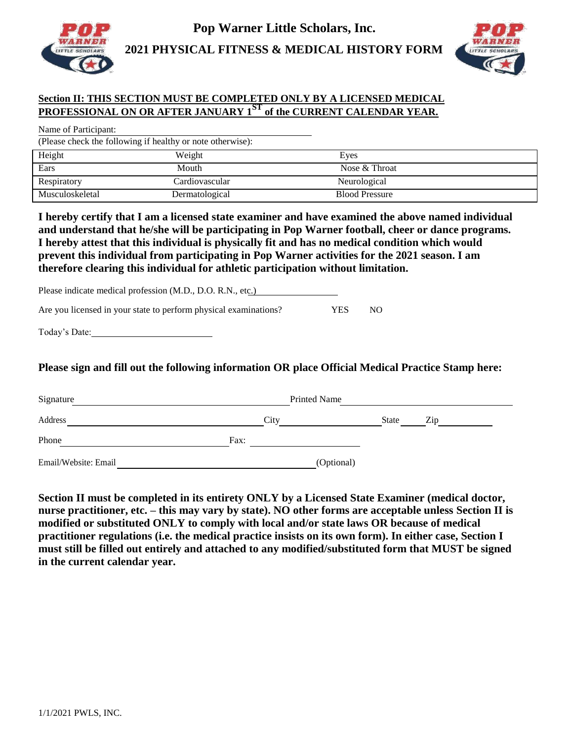# Pop Warner Little Scholars, Inc.

## 2021 PHYSICAL FITNESS & MEDICAL HISTORY FORM

**Section II: THIS SECTION MUST BE COMPLETED ONLY BY A LICENSED MEDICAL PROFESSIONAL ON OR AFTER JANUARY 1ST of the CURRENT CALENDAR YEAR.**

Name of Participant: ______________________________

(Please check the following if healthy or note otherwise):

| | | |
|---|---|---|
| Height | Weight | Eyes |
| Ears | Mouth | Nose & Throat |
| Respiratory | Cardiovascular | Neurological |
| Musculoskeletal | Dermatological | Blood Pressure |

**I hereby certify that I am a licensed state examiner and have examined the above named individual and understand that he/she will be participating in Pop Warner football, cheer or dance programs. I hereby attest that this individual is physically fit and has no medical condition which would prevent this individual from participating in Pop Warner activities for the 2021 season. I am therefore clearing this individual for athletic participation without limitation.**

Please indicate medical profession (M.D., D.O. R.N., etc.) ______________

Are you licensed in your state to perform physical examinations? YES NO

Today's Date: ______________________

**Please sign and fill out the following information OR place Official Medical Practice Stamp here:**

Signature ______________________________ Printed Name ______________________________

Address ______________________________ City ______________ State ______ Zip ______________

Phone ______________________________ Fax: ______________________________

Email/Website: Email ______________________________ (Optional)

**Section II must be completed in its entirety ONLY by a Licensed State Examiner (medical doctor, nurse practitioner, etc. – this may vary by state). NO other forms are acceptable unless Section II is modified or substituted ONLY to comply with local and/or state laws OR because of medical practitioner regulations (i.e. the medical practice insists on its own form). In either case, Section I must still be filled out entirely and attached to any modified/substituted form that MUST be signed in the current calendar year.**

1/1/2021 PWLS, INC.